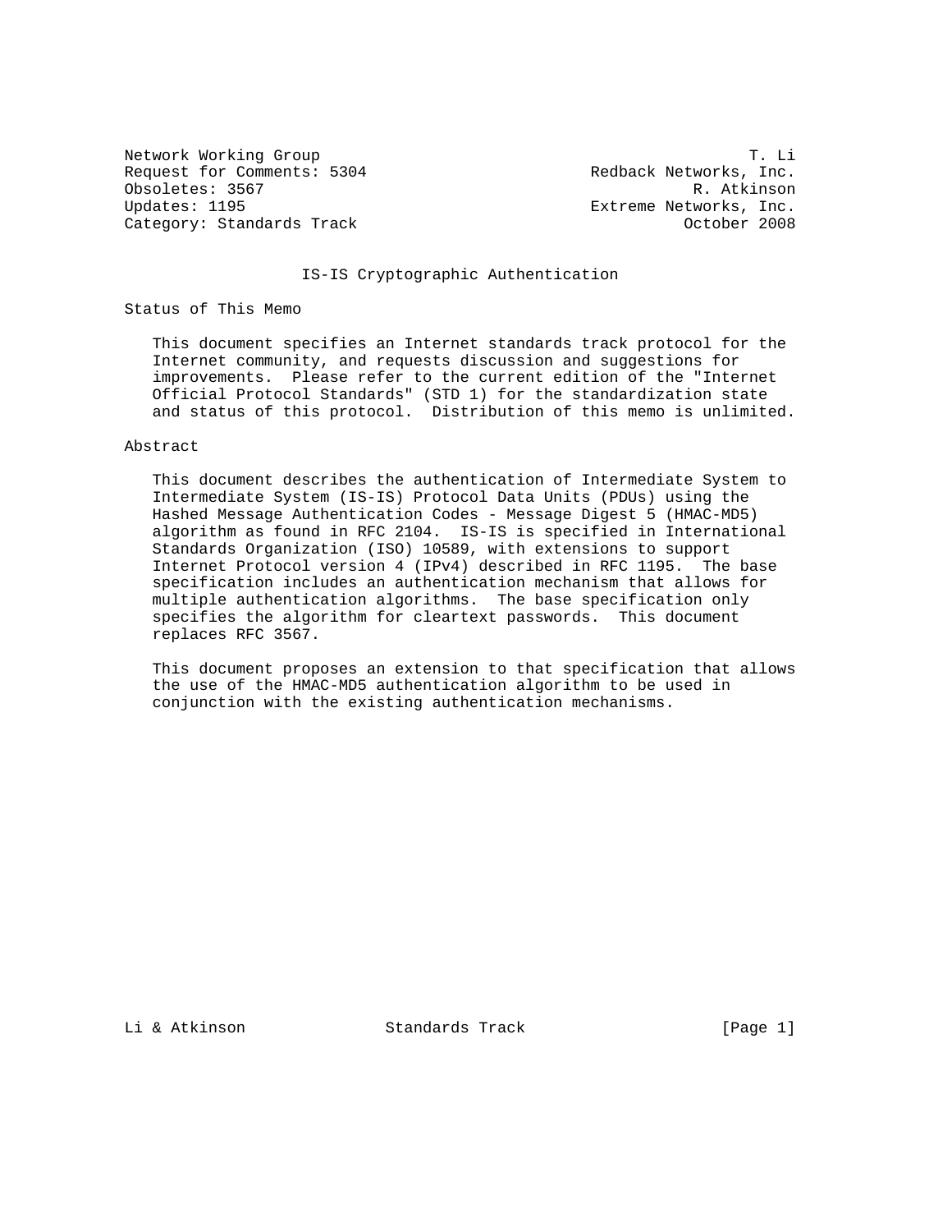Network Working Group                                              T. Li
Request for Comments: 5304                        Redback Networks, Inc.
Obsoletes: 3567                                              R. Atkinson
Updates: 1195                                     Extreme Networks, Inc.
Category: Standards Track                                   October 2008

# IS-IS Cryptographic Authentication

## Status of This Memo

This document specifies an Internet standards track protocol for the Internet community, and requests discussion and suggestions for improvements. Please refer to the current edition of the "Internet Official Protocol Standards" (STD 1) for the standardization state and status of this protocol. Distribution of this memo is unlimited.

## Abstract

This document describes the authentication of Intermediate System to Intermediate System (IS-IS) Protocol Data Units (PDUs) using the Hashed Message Authentication Codes - Message Digest 5 (HMAC-MD5) algorithm as found in RFC 2104. IS-IS is specified in International Standards Organization (ISO) 10589, with extensions to support Internet Protocol version 4 (IPv4) described in RFC 1195. The base specification includes an authentication mechanism that allows for multiple authentication algorithms. The base specification only specifies the algorithm for cleartext passwords. This document replaces RFC 3567.

This document proposes an extension to that specification that allows the use of the HMAC-MD5 authentication algorithm to be used in conjunction with the existing authentication mechanisms.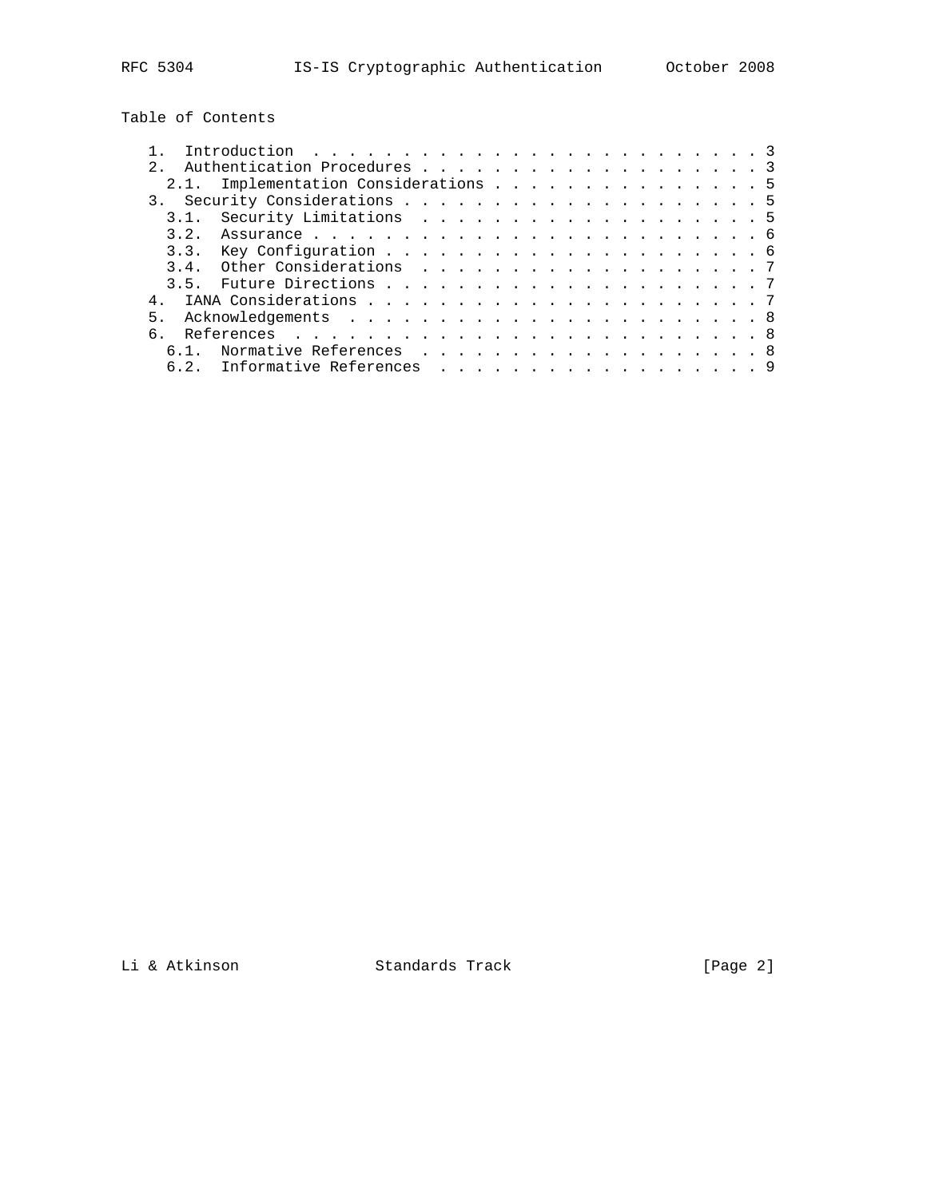## Table of Contents

- 1. Introduction . . . . . . . . . . . . . . . . . . . . . . . . . . 3
- 2. Authentication Procedures . . . . . . . . . . . . . . . . . . . . 3
  - 2.1. Implementation Considerations . . . . . . . . . . . . . . . . 5
- 3. Security Considerations . . . . . . . . . . . . . . . . . . . . . 5
  - 3.1. Security Limitations . . . . . . . . . . . . . . . . . . . . 5
  - 3.2. Assurance . . . . . . . . . . . . . . . . . . . . . . . . . . 6
  - 3.3. Key Configuration . . . . . . . . . . . . . . . . . . . . . . 6
  - 3.4. Other Considerations . . . . . . . . . . . . . . . . . . . . 7
  - 3.5. Future Directions . . . . . . . . . . . . . . . . . . . . . . 7
- 4. IANA Considerations . . . . . . . . . . . . . . . . . . . . . . . 7
- 5. Acknowledgements . . . . . . . . . . . . . . . . . . . . . . . . 8
- 6. References . . . . . . . . . . . . . . . . . . . . . . . . . . . 8
  - 6.1. Normative References . . . . . . . . . . . . . . . . . . . . 8
  - 6.2. Informative References . . . . . . . . . . . . . . . . . . . 9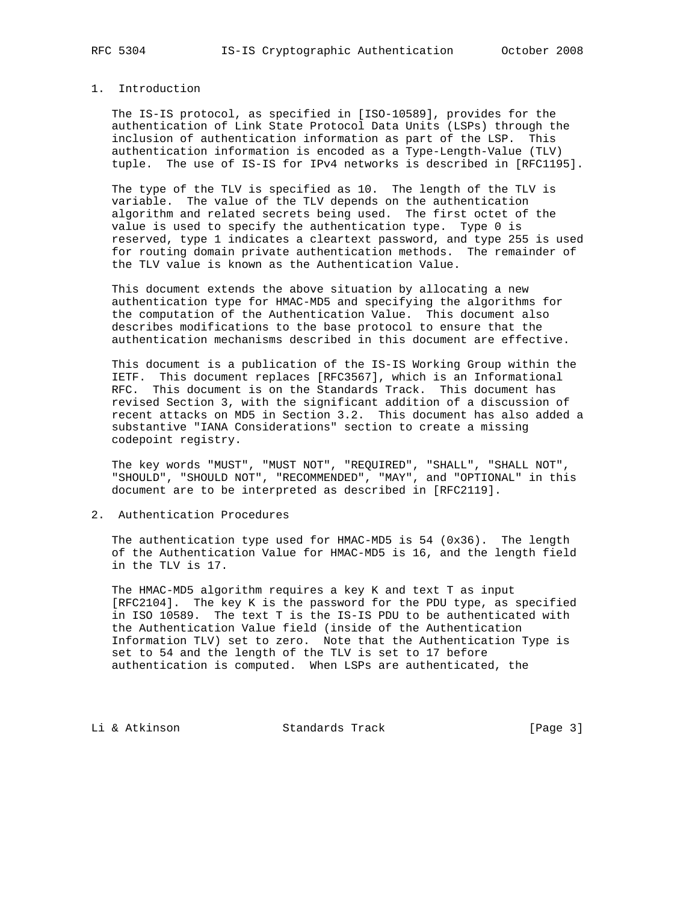## 1. Introduction

The IS-IS protocol, as specified in [ISO-10589], provides for the authentication of Link State Protocol Data Units (LSPs) through the inclusion of authentication information as part of the LSP. This authentication information is encoded as a Type-Length-Value (TLV) tuple. The use of IS-IS for IPv4 networks is described in [RFC1195].

The type of the TLV is specified as 10. The length of the TLV is variable. The value of the TLV depends on the authentication algorithm and related secrets being used. The first octet of the value is used to specify the authentication type. Type 0 is reserved, type 1 indicates a cleartext password, and type 255 is used for routing domain private authentication methods. The remainder of the TLV value is known as the Authentication Value.

This document extends the above situation by allocating a new authentication type for HMAC-MD5 and specifying the algorithms for the computation of the Authentication Value. This document also describes modifications to the base protocol to ensure that the authentication mechanisms described in this document are effective.

This document is a publication of the IS-IS Working Group within the IETF. This document replaces [RFC3567], which is an Informational RFC. This document is on the Standards Track. This document has revised Section 3, with the significant addition of a discussion of recent attacks on MD5 in Section 3.2. This document has also added a substantive "IANA Considerations" section to create a missing codepoint registry.

The key words "MUST", "MUST NOT", "REQUIRED", "SHALL", "SHALL NOT", "SHOULD", "SHOULD NOT", "RECOMMENDED", "MAY", and "OPTIONAL" in this document are to be interpreted as described in [RFC2119].

## 2. Authentication Procedures

The authentication type used for HMAC-MD5 is 54 (0x36). The length of the Authentication Value for HMAC-MD5 is 16, and the length field in the TLV is 17.

The HMAC-MD5 algorithm requires a key K and text T as input [RFC2104]. The key K is the password for the PDU type, as specified in ISO 10589. The text T is the IS-IS PDU to be authenticated with the Authentication Value field (inside of the Authentication Information TLV) set to zero. Note that the Authentication Type is set to 54 and the length of the TLV is set to 17 before authentication is computed. When LSPs are authenticated, the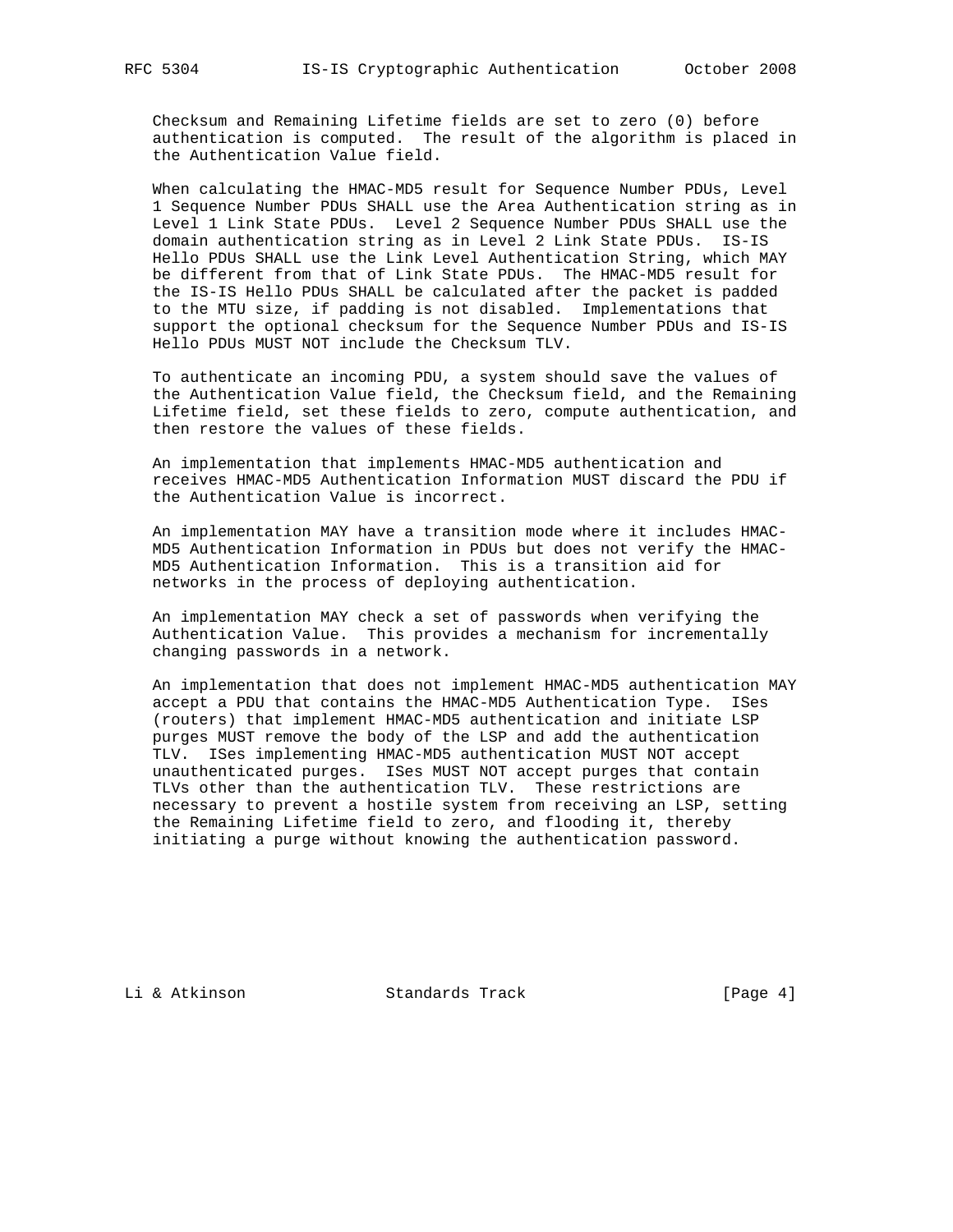Checksum and Remaining Lifetime fields are set to zero (0) before authentication is computed. The result of the algorithm is placed in the Authentication Value field.

When calculating the HMAC-MD5 result for Sequence Number PDUs, Level 1 Sequence Number PDUs SHALL use the Area Authentication string as in Level 1 Link State PDUs. Level 2 Sequence Number PDUs SHALL use the domain authentication string as in Level 2 Link State PDUs. IS-IS Hello PDUs SHALL use the Link Level Authentication String, which MAY be different from that of Link State PDUs. The HMAC-MD5 result for the IS-IS Hello PDUs SHALL be calculated after the packet is padded to the MTU size, if padding is not disabled. Implementations that support the optional checksum for the Sequence Number PDUs and IS-IS Hello PDUs MUST NOT include the Checksum TLV.

To authenticate an incoming PDU, a system should save the values of the Authentication Value field, the Checksum field, and the Remaining Lifetime field, set these fields to zero, compute authentication, and then restore the values of these fields.

An implementation that implements HMAC-MD5 authentication and receives HMAC-MD5 Authentication Information MUST discard the PDU if the Authentication Value is incorrect.

An implementation MAY have a transition mode where it includes HMAC-MD5 Authentication Information in PDUs but does not verify the HMAC-MD5 Authentication Information. This is a transition aid for networks in the process of deploying authentication.

An implementation MAY check a set of passwords when verifying the Authentication Value. This provides a mechanism for incrementally changing passwords in a network.

An implementation that does not implement HMAC-MD5 authentication MAY accept a PDU that contains the HMAC-MD5 Authentication Type. ISes (routers) that implement HMAC-MD5 authentication and initiate LSP purges MUST remove the body of the LSP and add the authentication TLV. ISes implementing HMAC-MD5 authentication MUST NOT accept unauthenticated purges. ISes MUST NOT accept purges that contain TLVs other than the authentication TLV. These restrictions are necessary to prevent a hostile system from receiving an LSP, setting the Remaining Lifetime field to zero, and flooding it, thereby initiating a purge without knowing the authentication password.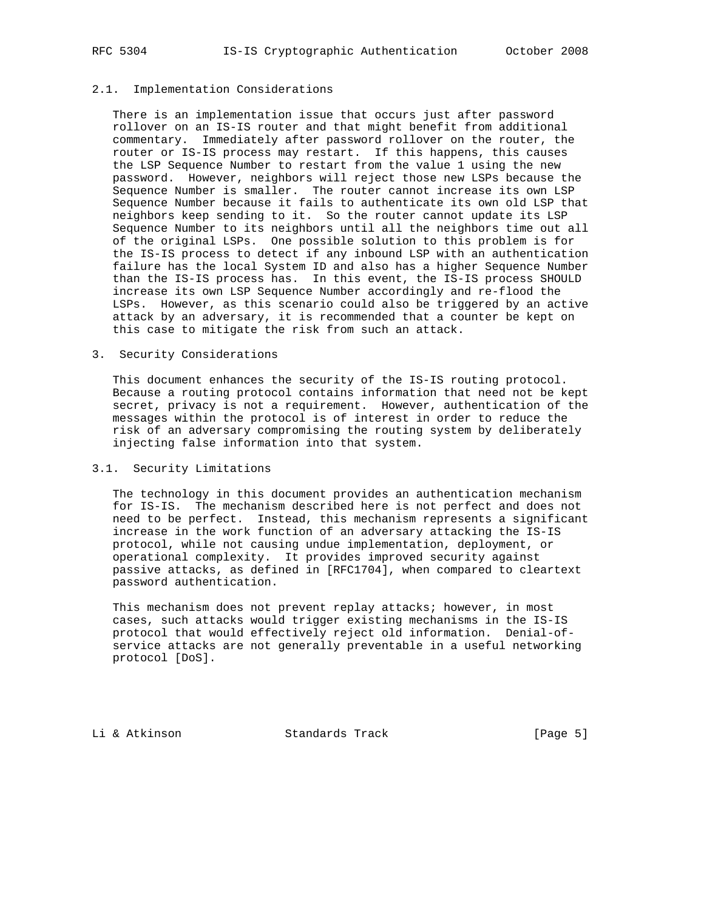### 2.1. Implementation Considerations

There is an implementation issue that occurs just after password rollover on an IS-IS router and that might benefit from additional commentary. Immediately after password rollover on the router, the router or IS-IS process may restart. If this happens, this causes the LSP Sequence Number to restart from the value 1 using the new password. However, neighbors will reject those new LSPs because the Sequence Number is smaller. The router cannot increase its own LSP Sequence Number because it fails to authenticate its own old LSP that neighbors keep sending to it. So the router cannot update its LSP Sequence Number to its neighbors until all the neighbors time out all of the original LSPs. One possible solution to this problem is for the IS-IS process to detect if any inbound LSP with an authentication failure has the local System ID and also has a higher Sequence Number than the IS-IS process has. In this event, the IS-IS process SHOULD increase its own LSP Sequence Number accordingly and re-flood the LSPs. However, as this scenario could also be triggered by an active attack by an adversary, it is recommended that a counter be kept on this case to mitigate the risk from such an attack.

## 3. Security Considerations

This document enhances the security of the IS-IS routing protocol. Because a routing protocol contains information that need not be kept secret, privacy is not a requirement. However, authentication of the messages within the protocol is of interest in order to reduce the risk of an adversary compromising the routing system by deliberately injecting false information into that system.

### 3.1. Security Limitations

The technology in this document provides an authentication mechanism for IS-IS. The mechanism described here is not perfect and does not need to be perfect. Instead, this mechanism represents a significant increase in the work function of an adversary attacking the IS-IS protocol, while not causing undue implementation, deployment, or operational complexity. It provides improved security against passive attacks, as defined in [RFC1704], when compared to cleartext password authentication.

This mechanism does not prevent replay attacks; however, in most cases, such attacks would trigger existing mechanisms in the IS-IS protocol that would effectively reject old information. Denial-of-service attacks are not generally preventable in a useful networking protocol [DoS].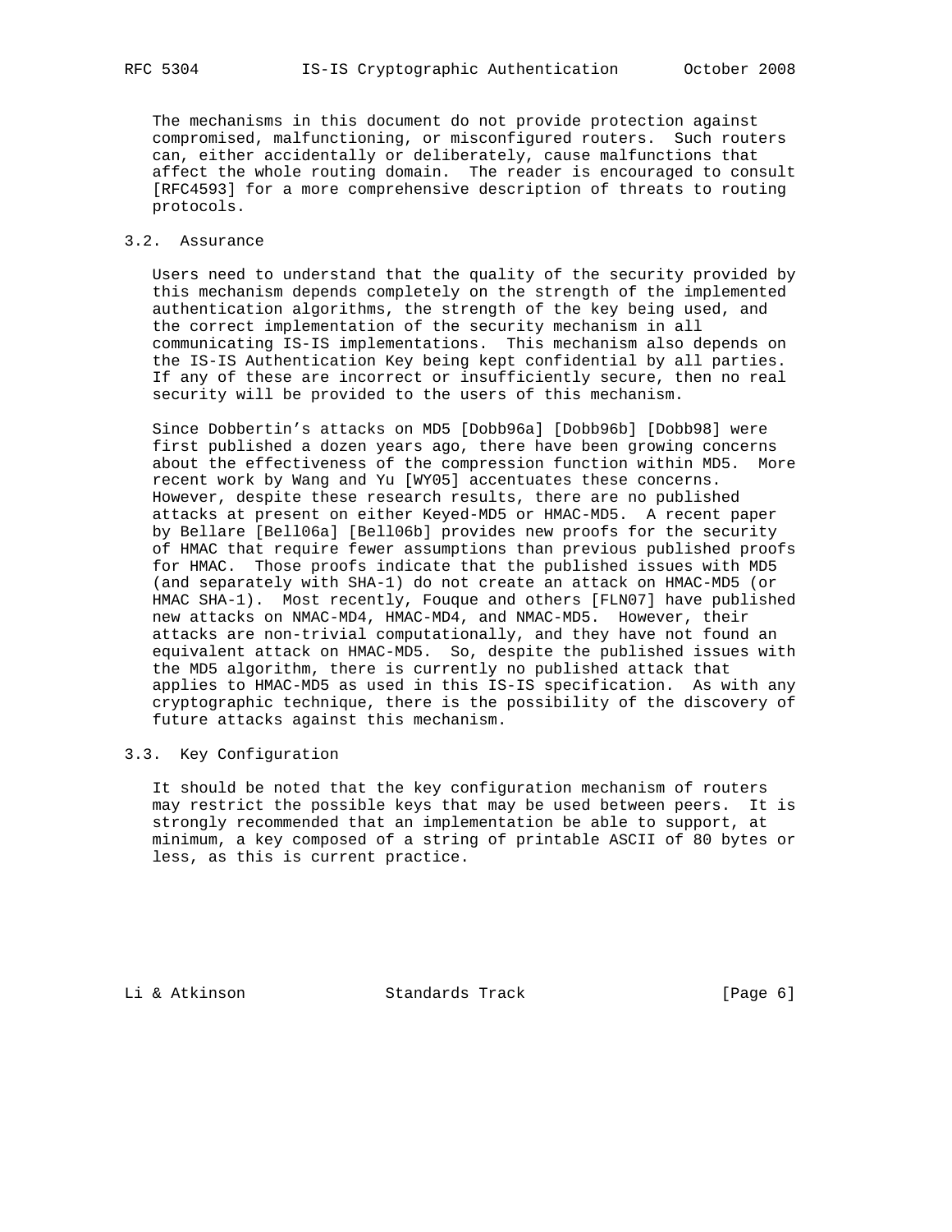The mechanisms in this document do not provide protection against compromised, malfunctioning, or misconfigured routers. Such routers can, either accidentally or deliberately, cause malfunctions that affect the whole routing domain. The reader is encouraged to consult [RFC4593] for a more comprehensive description of threats to routing protocols.

### 3.2. Assurance

Users need to understand that the quality of the security provided by this mechanism depends completely on the strength of the implemented authentication algorithms, the strength of the key being used, and the correct implementation of the security mechanism in all communicating IS-IS implementations. This mechanism also depends on the IS-IS Authentication Key being kept confidential by all parties. If any of these are incorrect or insufficiently secure, then no real security will be provided to the users of this mechanism.

Since Dobbertin's attacks on MD5 [Dobb96a] [Dobb96b] [Dobb98] were first published a dozen years ago, there have been growing concerns about the effectiveness of the compression function within MD5. More recent work by Wang and Yu [WY05] accentuates these concerns. However, despite these research results, there are no published attacks at present on either Keyed-MD5 or HMAC-MD5. A recent paper by Bellare [Bell06a] [Bell06b] provides new proofs for the security of HMAC that require fewer assumptions than previous published proofs for HMAC. Those proofs indicate that the published issues with MD5 (and separately with SHA-1) do not create an attack on HMAC-MD5 (or HMAC SHA-1). Most recently, Fouque and others [FLN07] have published new attacks on NMAC-MD4, HMAC-MD4, and NMAC-MD5. However, their attacks are non-trivial computationally, and they have not found an equivalent attack on HMAC-MD5. So, despite the published issues with the MD5 algorithm, there is currently no published attack that applies to HMAC-MD5 as used in this IS-IS specification. As with any cryptographic technique, there is the possibility of the discovery of future attacks against this mechanism.

### 3.3. Key Configuration

It should be noted that the key configuration mechanism of routers may restrict the possible keys that may be used between peers. It is strongly recommended that an implementation be able to support, at minimum, a key composed of a string of printable ASCII of 80 bytes or less, as this is current practice.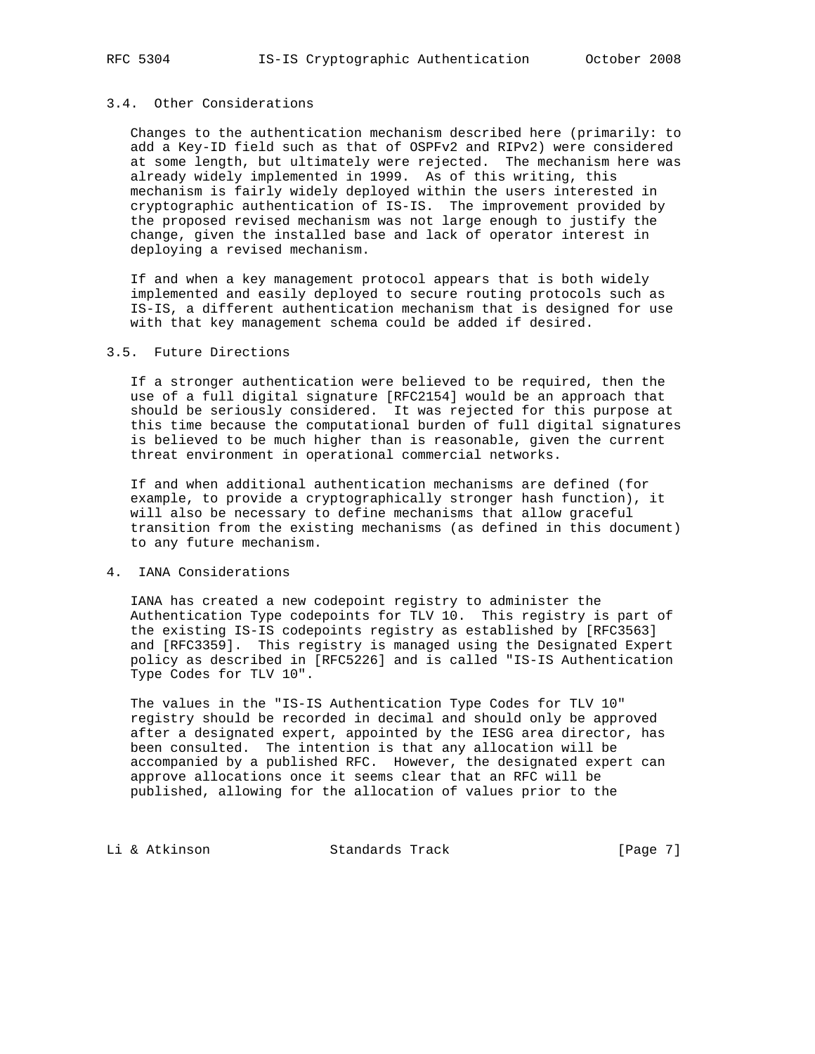### 3.4. Other Considerations

Changes to the authentication mechanism described here (primarily: to add a Key-ID field such as that of OSPFv2 and RIPv2) were considered at some length, but ultimately were rejected. The mechanism here was already widely implemented in 1999. As of this writing, this mechanism is fairly widely deployed within the users interested in cryptographic authentication of IS-IS. The improvement provided by the proposed revised mechanism was not large enough to justify the change, given the installed base and lack of operator interest in deploying a revised mechanism.

If and when a key management protocol appears that is both widely implemented and easily deployed to secure routing protocols such as IS-IS, a different authentication mechanism that is designed for use with that key management schema could be added if desired.

### 3.5. Future Directions

If a stronger authentication were believed to be required, then the use of a full digital signature [RFC2154] would be an approach that should be seriously considered. It was rejected for this purpose at this time because the computational burden of full digital signatures is believed to be much higher than is reasonable, given the current threat environment in operational commercial networks.

If and when additional authentication mechanisms are defined (for example, to provide a cryptographically stronger hash function), it will also be necessary to define mechanisms that allow graceful transition from the existing mechanisms (as defined in this document) to any future mechanism.

## 4. IANA Considerations

IANA has created a new codepoint registry to administer the Authentication Type codepoints for TLV 10. This registry is part of the existing IS-IS codepoints registry as established by [RFC3563] and [RFC3359]. This registry is managed using the Designated Expert policy as described in [RFC5226] and is called "IS-IS Authentication Type Codes for TLV 10".

The values in the "IS-IS Authentication Type Codes for TLV 10" registry should be recorded in decimal and should only be approved after a designated expert, appointed by the IESG area director, has been consulted. The intention is that any allocation will be accompanied by a published RFC. However, the designated expert can approve allocations once it seems clear that an RFC will be published, allowing for the allocation of values prior to the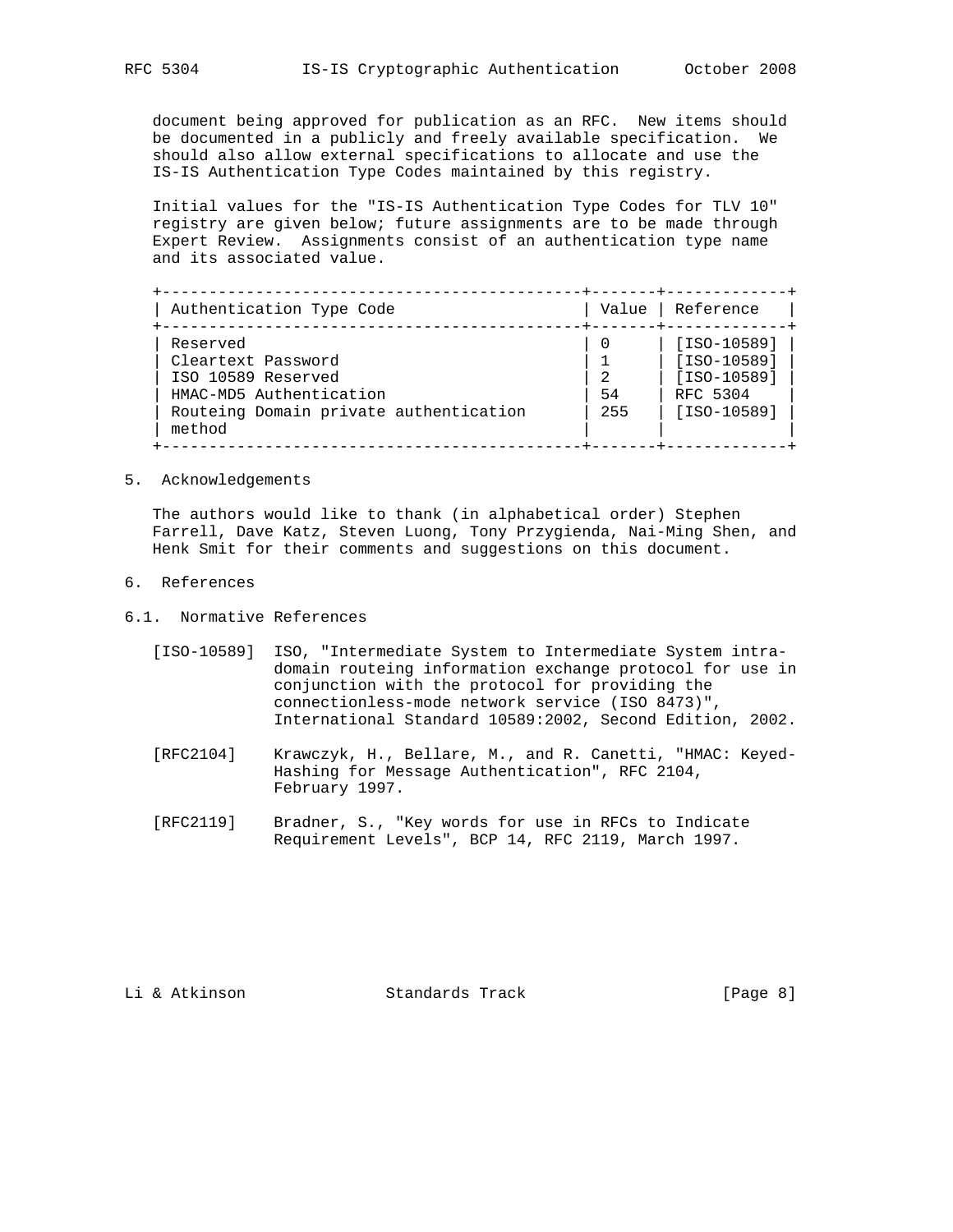document being approved for publication as an RFC. New items should be documented in a publicly and freely available specification. We should also allow external specifications to allocate and use the IS-IS Authentication Type Codes maintained by this registry.

Initial values for the "IS-IS Authentication Type Codes for TLV 10" registry are given below; future assignments are to be made through Expert Review. Assignments consist of an authentication type name and its associated value.

| Authentication Type Code | Value | Reference |
|---|---|---|
| Reserved | 0 | [ISO-10589] |
| Cleartext Password | 1 | [ISO-10589] |
| ISO 10589 Reserved | 2 | [ISO-10589] |
| HMAC-MD5 Authentication | 54 | RFC 5304 |
| Routeing Domain private authentication method | 255 | [ISO-10589] |

## 5. Acknowledgements

The authors would like to thank (in alphabetical order) Stephen Farrell, Dave Katz, Steven Luong, Tony Przygienda, Nai-Ming Shen, and Henk Smit for their comments and suggestions on this document.

## 6. References

### 6.1. Normative References

[ISO-10589] ISO, "Intermediate System to Intermediate System intra-domain routeing information exchange protocol for use in conjunction with the protocol for providing the connectionless-mode network service (ISO 8473)", International Standard 10589:2002, Second Edition, 2002.

[RFC2104] Krawczyk, H., Bellare, M., and R. Canetti, "HMAC: Keyed-Hashing for Message Authentication", RFC 2104, February 1997.

[RFC2119] Bradner, S., "Key words for use in RFCs to Indicate Requirement Levels", BCP 14, RFC 2119, March 1997.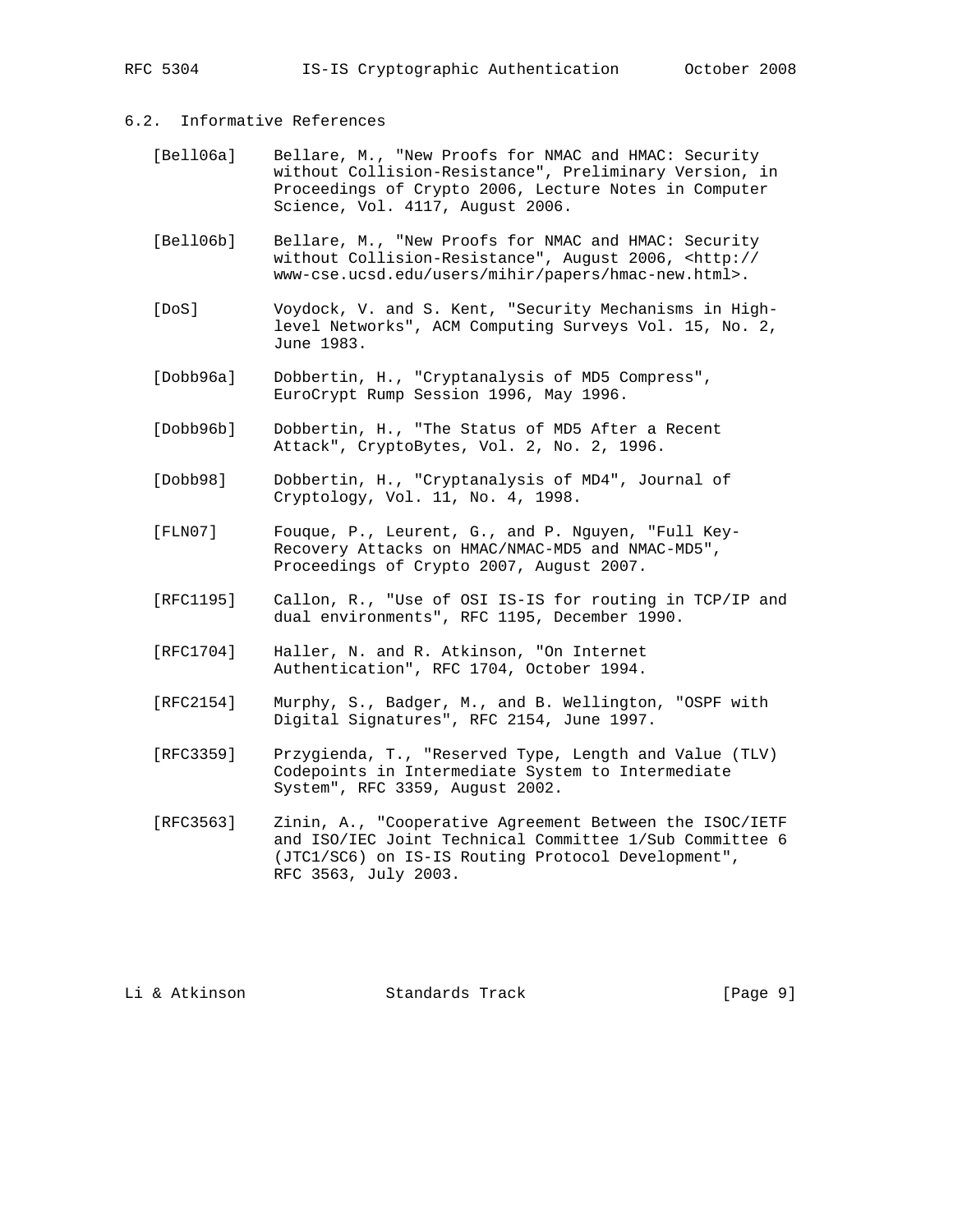### 6.2. Informative References

[Bell06a] Bellare, M., "New Proofs for NMAC and HMAC: Security without Collision-Resistance", Preliminary Version, in Proceedings of Crypto 2006, Lecture Notes in Computer Science, Vol. 4117, August 2006.

[Bell06b] Bellare, M., "New Proofs for NMAC and HMAC: Security without Collision-Resistance", August 2006, <http://www-cse.ucsd.edu/users/mihir/papers/hmac-new.html>.

[DoS] Voydock, V. and S. Kent, "Security Mechanisms in High-level Networks", ACM Computing Surveys Vol. 15, No. 2, June 1983.

[Dobb96a] Dobbertin, H., "Cryptanalysis of MD5 Compress", EuroCrypt Rump Session 1996, May 1996.

[Dobb96b] Dobbertin, H., "The Status of MD5 After a Recent Attack", CryptoBytes, Vol. 2, No. 2, 1996.

[Dobb98] Dobbertin, H., "Cryptanalysis of MD4", Journal of Cryptology, Vol. 11, No. 4, 1998.

[FLN07] Fouque, P., Leurent, G., and P. Nguyen, "Full Key-Recovery Attacks on HMAC/NMAC-MD5 and NMAC-MD5", Proceedings of Crypto 2007, August 2007.

[RFC1195] Callon, R., "Use of OSI IS-IS for routing in TCP/IP and dual environments", RFC 1195, December 1990.

[RFC1704] Haller, N. and R. Atkinson, "On Internet Authentication", RFC 1704, October 1994.

[RFC2154] Murphy, S., Badger, M., and B. Wellington, "OSPF with Digital Signatures", RFC 2154, June 1997.

[RFC3359] Przygienda, T., "Reserved Type, Length and Value (TLV) Codepoints in Intermediate System to Intermediate System", RFC 3359, August 2002.

[RFC3563] Zinin, A., "Cooperative Agreement Between the ISOC/IETF and ISO/IEC Joint Technical Committee 1/Sub Committee 6 (JTC1/SC6) on IS-IS Routing Protocol Development", RFC 3563, July 2003.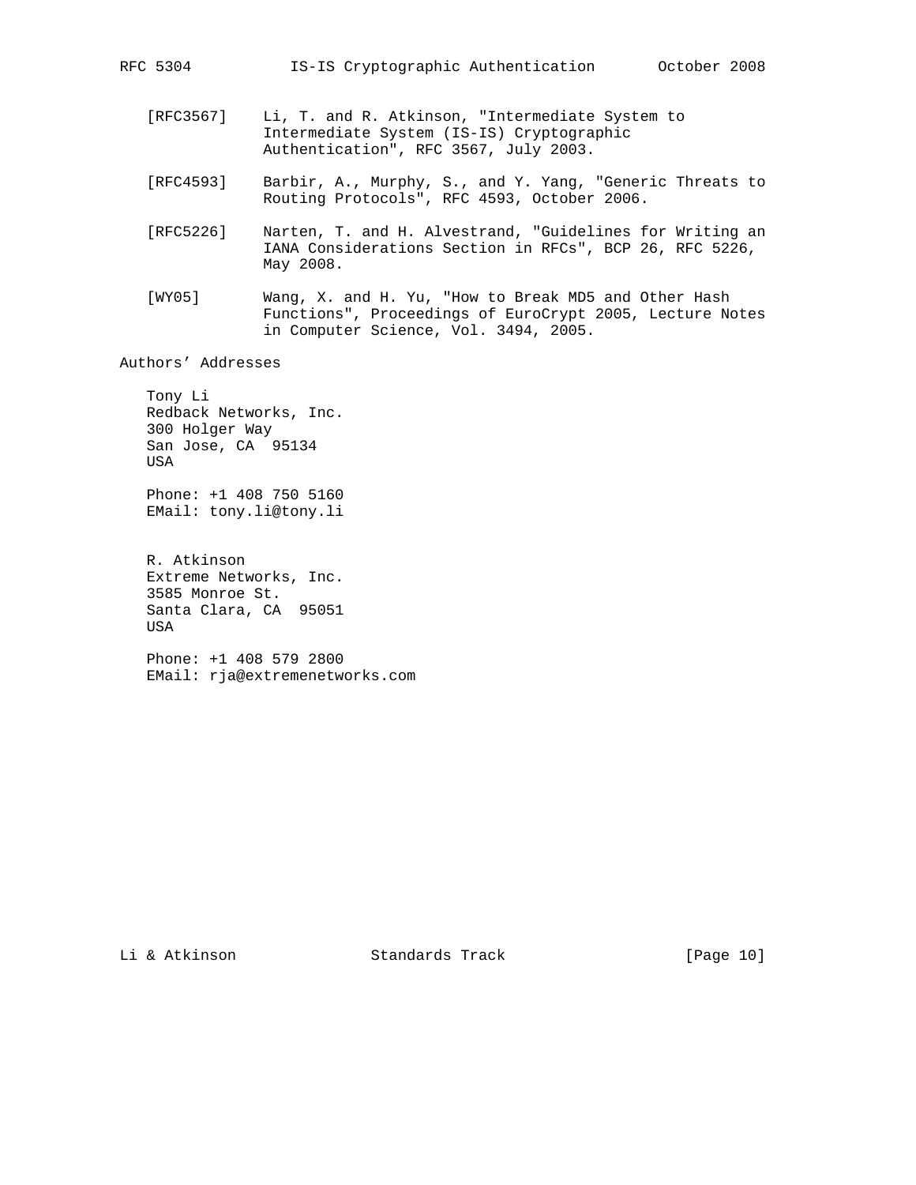[RFC3567] Li, T. and R. Atkinson, "Intermediate System to Intermediate System (IS-IS) Cryptographic Authentication", RFC 3567, July 2003.

[RFC4593] Barbir, A., Murphy, S., and Y. Yang, "Generic Threats to Routing Protocols", RFC 4593, October 2006.

[RFC5226] Narten, T. and H. Alvestrand, "Guidelines for Writing an IANA Considerations Section in RFCs", BCP 26, RFC 5226, May 2008.

[WY05] Wang, X. and H. Yu, "How to Break MD5 and Other Hash Functions", Proceedings of EuroCrypt 2005, Lecture Notes in Computer Science, Vol. 3494, 2005.

## Authors' Addresses

Tony Li
Redback Networks, Inc.
300 Holger Way
San Jose, CA 95134
USA

Phone: +1 408 750 5160
EMail: tony.li@tony.li

R. Atkinson
Extreme Networks, Inc.
3585 Monroe St.
Santa Clara, CA 95051
USA

Phone: +1 408 579 2800
EMail: rja@extremenetworks.com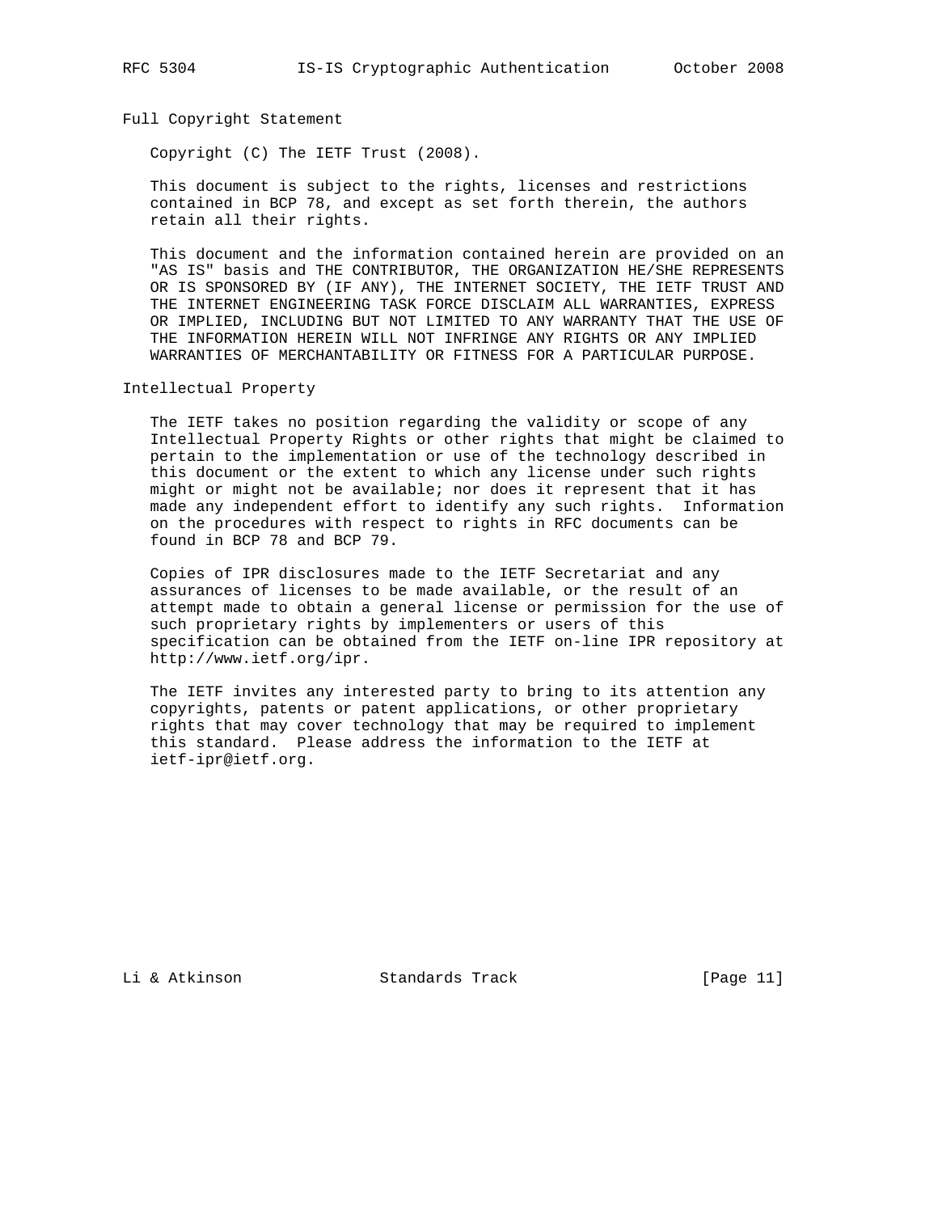## Full Copyright Statement

Copyright (C) The IETF Trust (2008).

This document is subject to the rights, licenses and restrictions contained in BCP 78, and except as set forth therein, the authors retain all their rights.

This document and the information contained herein are provided on an "AS IS" basis and THE CONTRIBUTOR, THE ORGANIZATION HE/SHE REPRESENTS OR IS SPONSORED BY (IF ANY), THE INTERNET SOCIETY, THE IETF TRUST AND THE INTERNET ENGINEERING TASK FORCE DISCLAIM ALL WARRANTIES, EXPRESS OR IMPLIED, INCLUDING BUT NOT LIMITED TO ANY WARRANTY THAT THE USE OF THE INFORMATION HEREIN WILL NOT INFRINGE ANY RIGHTS OR ANY IMPLIED WARRANTIES OF MERCHANTABILITY OR FITNESS FOR A PARTICULAR PURPOSE.

## Intellectual Property

The IETF takes no position regarding the validity or scope of any Intellectual Property Rights or other rights that might be claimed to pertain to the implementation or use of the technology described in this document or the extent to which any license under such rights might or might not be available; nor does it represent that it has made any independent effort to identify any such rights. Information on the procedures with respect to rights in RFC documents can be found in BCP 78 and BCP 79.

Copies of IPR disclosures made to the IETF Secretariat and any assurances of licenses to be made available, or the result of an attempt made to obtain a general license or permission for the use of such proprietary rights by implementers or users of this specification can be obtained from the IETF on-line IPR repository at http://www.ietf.org/ipr.

The IETF invites any interested party to bring to its attention any copyrights, patents or patent applications, or other proprietary rights that may cover technology that may be required to implement this standard. Please address the information to the IETF at ietf-ipr@ietf.org.